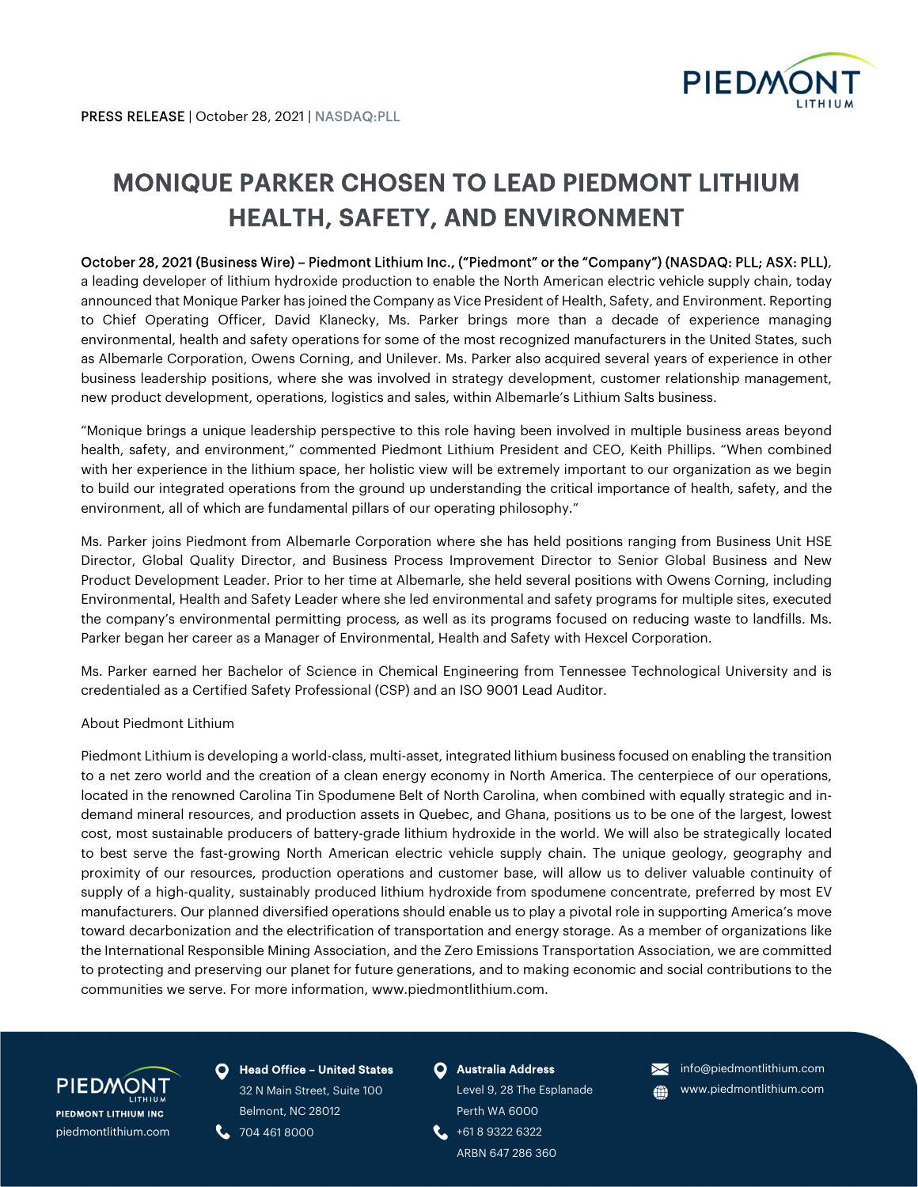PRESS RELEASE | October 28, 2021 | NASDAQ:PLL

# MONIQUE PARKER CHOSEN TO LEAD PIEDMONT LITHIUM HEALTH, SAFETY, AND ENVIRONMENT

October 28, 2021 (Business Wire) – Piedmont Lithium Inc., ("Piedmont" or the "Company") (NASDAQ: PLL; ASX: PLL), a leading developer of lithium hydroxide production to enable the North American electric vehicle supply chain, today announced that Monique Parker has joined the Company as Vice President of Health, Safety, and Environment. Reporting to Chief Operating Officer, David Klanecky, Ms. Parker brings more than a decade of experience managing environmental, health and safety operations for some of the most recognized manufacturers in the United States, such as Albemarle Corporation, Owens Corning, and Unilever. Ms. Parker also acquired several years of experience in other business leadership positions, where she was involved in strategy development, customer relationship management, new product development, operations, logistics and sales, within Albemarle's Lithium Salts business.

"Monique brings a unique leadership perspective to this role having been involved in multiple business areas beyond health, safety, and environment," commented Piedmont Lithium President and CEO, Keith Phillips. "When combined with her experience in the lithium space, her holistic view will be extremely important to our organization as we begin to build our integrated operations from the ground up understanding the critical importance of health, safety, and the environment, all of which are fundamental pillars of our operating philosophy."

Ms. Parker joins Piedmont from Albemarle Corporation where she has held positions ranging from Business Unit HSE Director, Global Quality Director, and Business Process Improvement Director to Senior Global Business and New Product Development Leader. Prior to her time at Albemarle, she held several positions with Owens Corning, including Environmental, Health and Safety Leader where she led environmental and safety programs for multiple sites, executed the company's environmental permitting process, as well as its programs focused on reducing waste to landfills. Ms. Parker began her career as a Manager of Environmental, Health and Safety with Hexcel Corporation.

Ms. Parker earned her Bachelor of Science in Chemical Engineering from Tennessee Technological University and is credentialed as a Certified Safety Professional (CSP) and an ISO 9001 Lead Auditor.

About Piedmont Lithium

Piedmont Lithium is developing a world-class, multi-asset, integrated lithium business focused on enabling the transition to a net zero world and the creation of a clean energy economy in North America. The centerpiece of our operations, located in the renowned Carolina Tin Spodumene Belt of North Carolina, when combined with equally strategic and in-demand mineral resources, and production assets in Quebec, and Ghana, positions us to be one of the largest, lowest cost, most sustainable producers of battery-grade lithium hydroxide in the world. We will also be strategically located to best serve the fast-growing North American electric vehicle supply chain. The unique geology, geography and proximity of our resources, production operations and customer base, will allow us to deliver valuable continuity of supply of a high-quality, sustainably produced lithium hydroxide from spodumene concentrate, preferred by most EV manufacturers. Our planned diversified operations should enable us to play a pivotal role in supporting America's move toward decarbonization and the electrification of transportation and energy storage. As a member of organizations like the International Responsible Mining Association, and the Zero Emissions Transportation Association, we are committed to protecting and preserving our planet for future generations, and to making economic and social contributions to the communities we serve. For more information, www.piedmontlithium.com.

PIEDMONT LITHIUM INC
piedmontlithium.com

**Head Office – United States**
32 N Main Street, Suite 100
Belmont, NC 28012
704 461 8000

**Australia Address**
Level 9, 28 The Esplanade
Perth WA 6000
+61 8 9322 6322
ARBN 647 286 360

info@piedmontlithium.com
www.piedmontlithium.com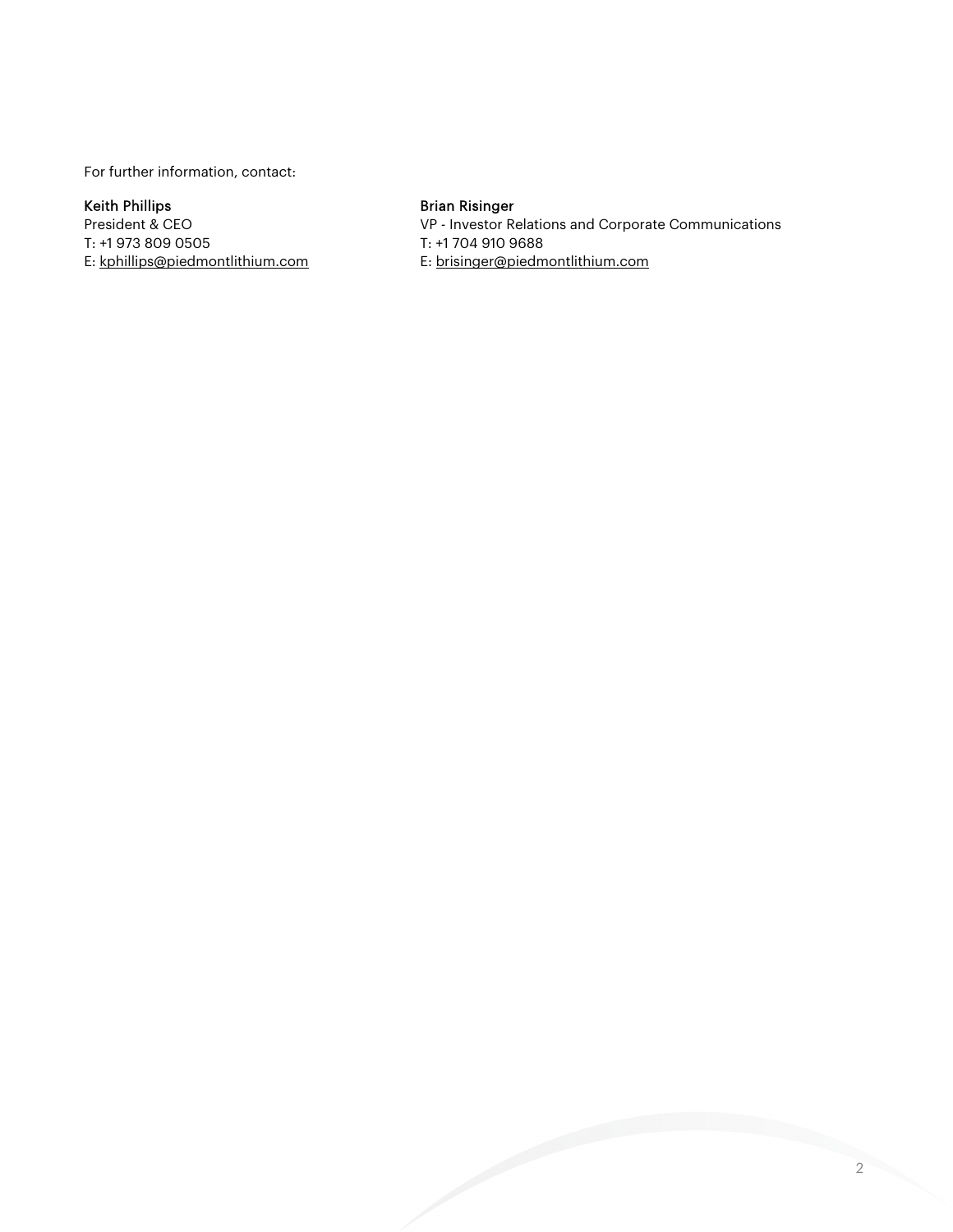For further information, contact:

**Keith Phillips**
President & CEO
T: +1 973 809 0505
E: kphillips@piedmontlithium.com

**Brian Risinger**
VP - Investor Relations and Corporate Communications
T: +1 704 910 9688
E: brisinger@piedmontlithium.com